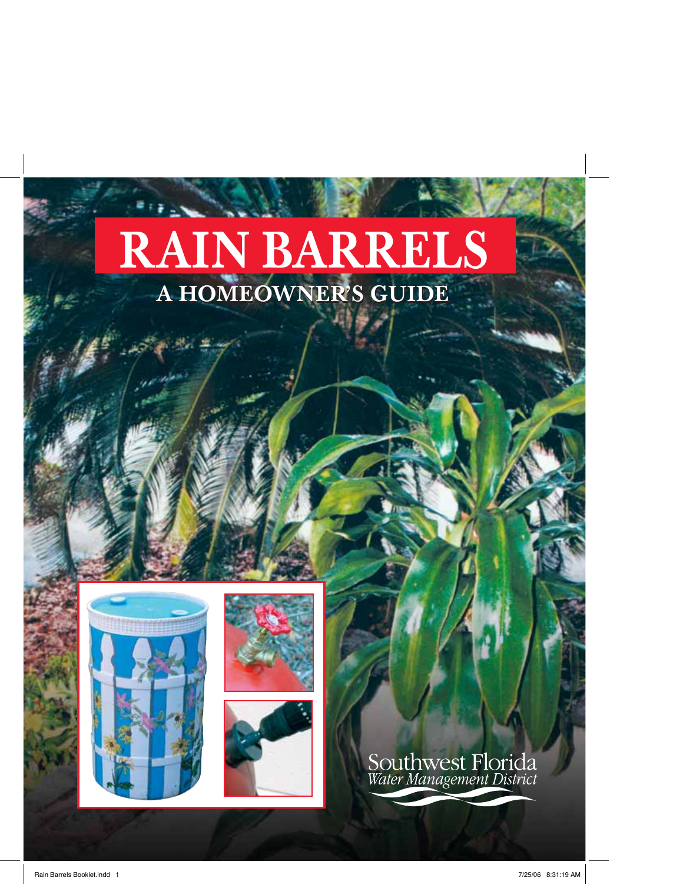# RAIN BARRELS

## A HOMEOWNER'S GUIDE

Southwest Florida
*Water Management District*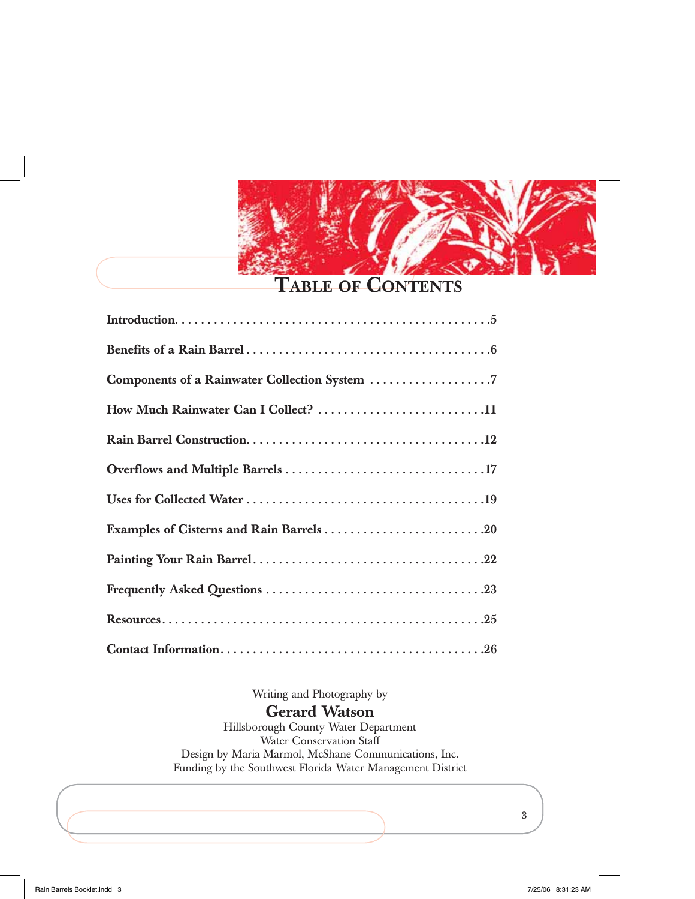# TABLE OF CONTENTS

| | |
|---|---|
| **Introduction** | **5** |
| **Benefits of a Rain Barrel** | **6** |
| **Components of a Rainwater Collection System** | **7** |
| **How Much Rainwater Can I Collect?** | **11** |
| **Rain Barrel Construction** | **12** |
| **Overflows and Multiple Barrels** | **17** |
| **Uses for Collected Water** | **19** |
| **Examples of Cisterns and Rain Barrels** | **20** |
| **Painting Your Rain Barrel** | **22** |
| **Frequently Asked Questions** | **23** |
| **Resources** | **25** |
| **Contact Information** | **26** |

Writing and Photography by

**Gerard Watson**

Hillsborough County Water Department
Water Conservation Staff
Design by Maria Marmol, McShane Communications, Inc.
Funding by the Southwest Florida Water Management District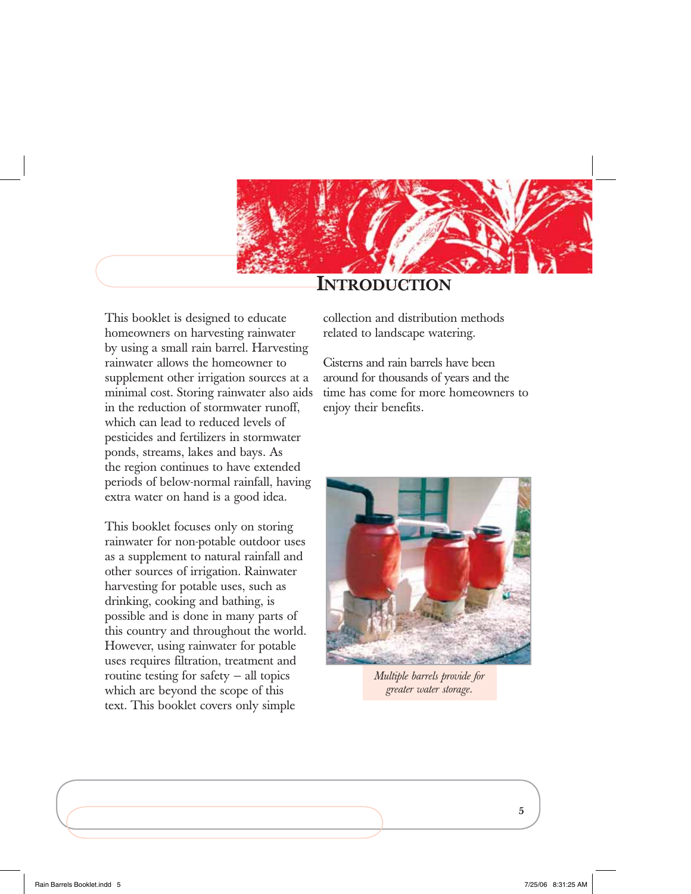# INTRODUCTION

This booklet is designed to educate homeowners on harvesting rainwater by using a small rain barrel. Harvesting rainwater allows the homeowner to supplement other irrigation sources at a minimal cost. Storing rainwater also aids in the reduction of stormwater runoff, which can lead to reduced levels of pesticides and fertilizers in stormwater ponds, streams, lakes and bays. As the region continues to have extended periods of below-normal rainfall, having extra water on hand is a good idea.

This booklet focuses only on storing rainwater for non-potable outdoor uses as a supplement to natural rainfall and other sources of irrigation. Rainwater harvesting for potable uses, such as drinking, cooking and bathing, is possible and is done in many parts of this country and throughout the world. However, using rainwater for potable uses requires filtration, treatment and routine testing for safety – all topics which are beyond the scope of this text. This booklet covers only simple collection and distribution methods related to landscape watering.

Cisterns and rain barrels have been around for thousands of years and the time has come for more homeowners to enjoy their benefits.

*Multiple barrels provide for greater water storage.*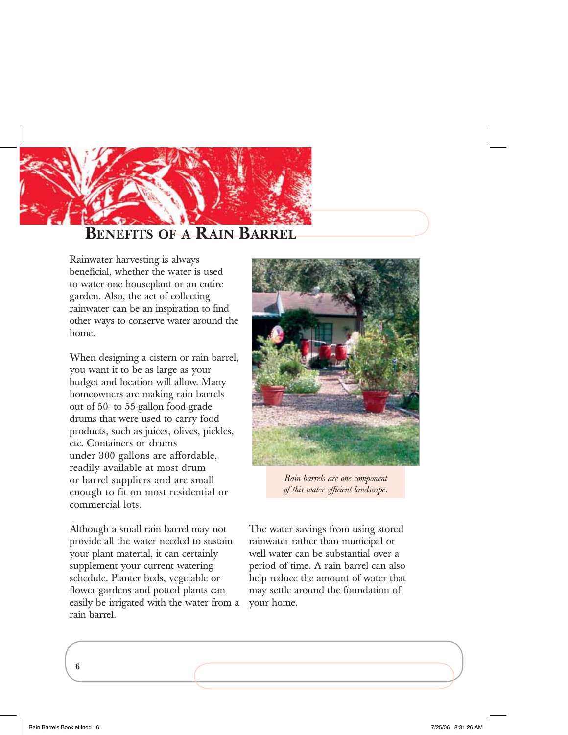# Benefits of a Rain Barrel

Rainwater harvesting is always beneficial, whether the water is used to water one houseplant or an entire garden. Also, the act of collecting rainwater can be an inspiration to find other ways to conserve water around the home.

When designing a cistern or rain barrel, you want it to be as large as your budget and location will allow. Many homeowners are making rain barrels out of 50- to 55-gallon food-grade drums that were used to carry food products, such as juices, olives, pickles, etc. Containers or drums under 300 gallons are affordable, readily available at most drum or barrel suppliers and are small enough to fit on most residential or commercial lots.

*Rain barrels are one component of this water-efficient landscape.*

Although a small rain barrel may not provide all the water needed to sustain your plant material, it can certainly supplement your current watering schedule. Planter beds, vegetable or flower gardens and potted plants can easily be irrigated with the water from a rain barrel.

The water savings from using stored rainwater rather than municipal or well water can be substantial over a period of time. A rain barrel can also help reduce the amount of water that may settle around the foundation of your home.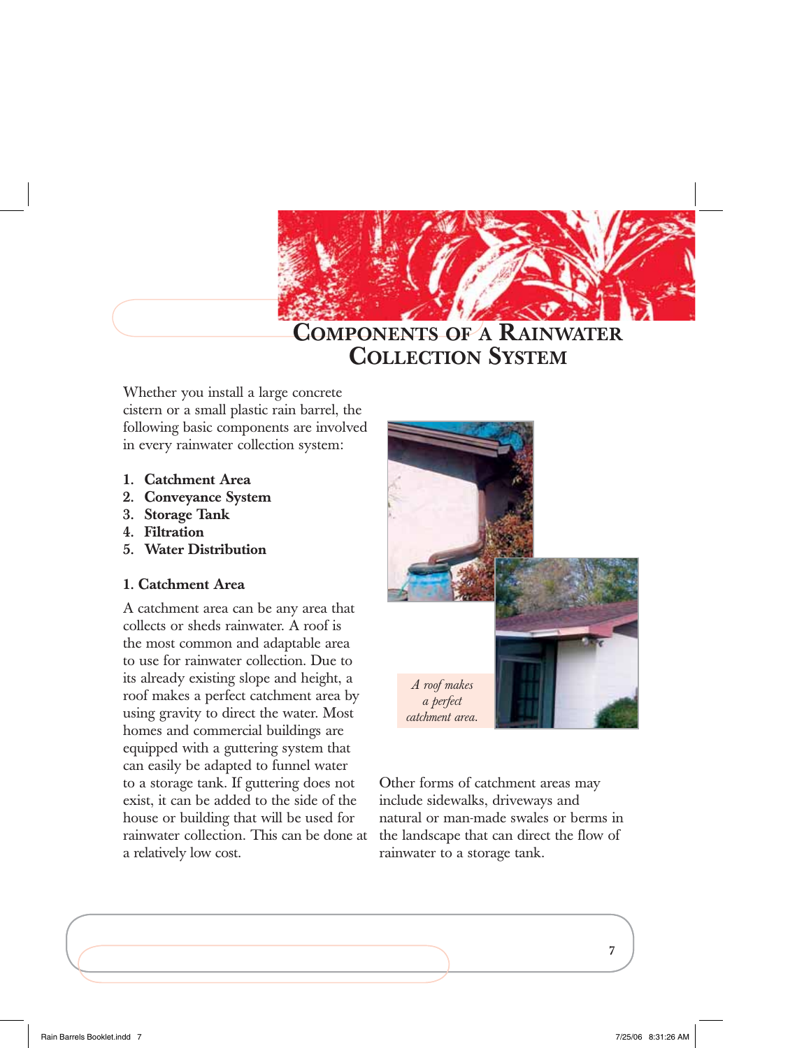# Components of a Rainwater Collection System

Whether you install a large concrete cistern or a small plastic rain barrel, the following basic components are involved in every rainwater collection system:

1. **Catchment Area**
2. **Conveyance System**
3. **Storage Tank**
4. **Filtration**
5. **Water Distribution**

### 1. Catchment Area

A catchment area can be any area that collects or sheds rainwater. A roof is the most common and adaptable area to use for rainwater collection. Due to its already existing slope and height, a roof makes a perfect catchment area by using gravity to direct the water. Most homes and commercial buildings are equipped with a guttering system that can easily be adapted to funnel water to a storage tank. If guttering does not exist, it can be added to the side of the house or building that will be used for rainwater collection. This can be done at a relatively low cost.

*A roof makes a perfect catchment area.*

Other forms of catchment areas may include sidewalks, driveways and natural or man-made swales or berms in the landscape that can direct the flow of rainwater to a storage tank.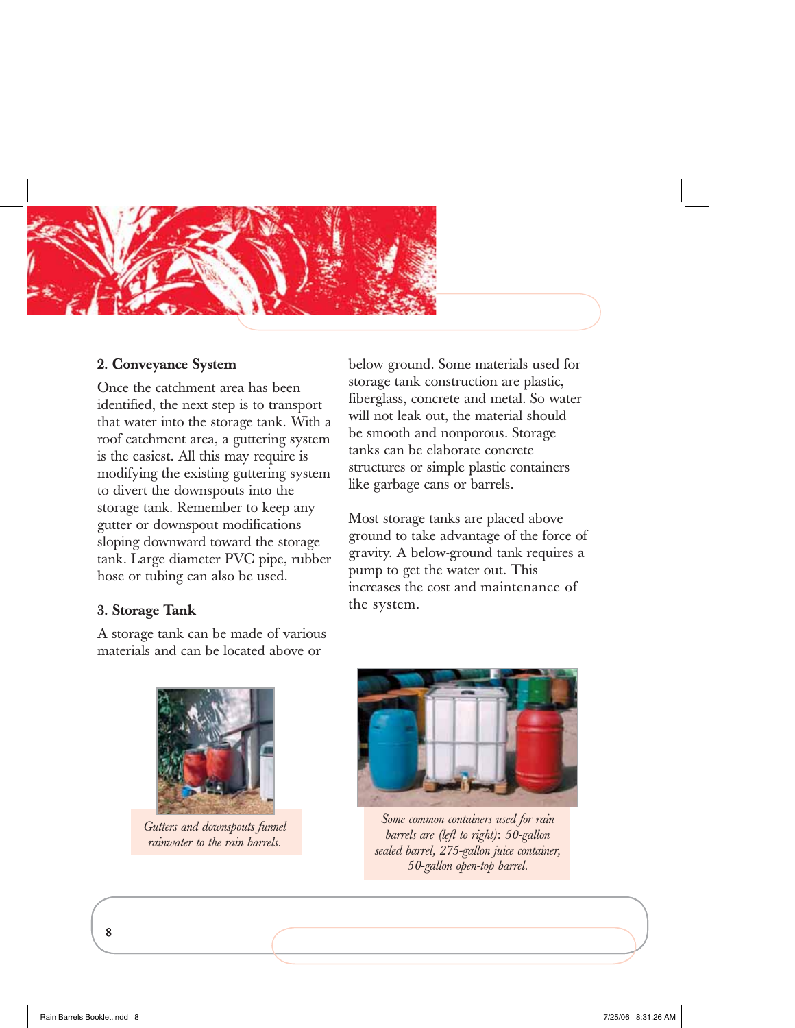### 2. Conveyance System

Once the catchment area has been identified, the next step is to transport that water into the storage tank. With a roof catchment area, a guttering system is the easiest. All this may require is modifying the existing guttering system to divert the downspouts into the storage tank. Remember to keep any gutter or downspout modifications sloping downward toward the storage tank. Large diameter PVC pipe, rubber hose or tubing can also be used.

### 3. Storage Tank

A storage tank can be made of various materials and can be located above or below ground. Some materials used for storage tank construction are plastic, fiberglass, concrete and metal. So water will not leak out, the material should be smooth and nonporous. Storage tanks can be elaborate concrete structures or simple plastic containers like garbage cans or barrels.

Most storage tanks are placed above ground to take advantage of the force of gravity. A below-ground tank requires a pump to get the water out. This increases the cost and maintenance of the system.

*Gutters and downspouts funnel rainwater to the rain barrels.*

*Some common containers used for rain barrels are (left to right): 50-gallon sealed barrel, 275-gallon juice container, 50-gallon open-top barrel.*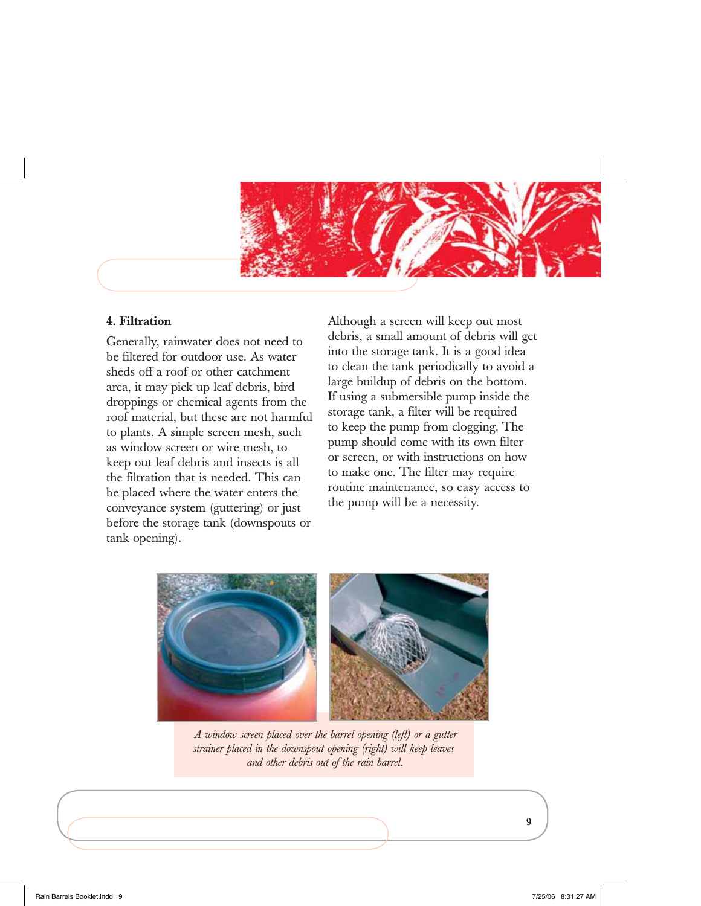### 4. Filtration

Generally, rainwater does not need to be filtered for outdoor use. As water sheds off a roof or other catchment area, it may pick up leaf debris, bird droppings or chemical agents from the roof material, but these are not harmful to plants. A simple screen mesh, such as window screen or wire mesh, to keep out leaf debris and insects is all the filtration that is needed. This can be placed where the water enters the conveyance system (guttering) or just before the storage tank (downspouts or tank opening).

Although a screen will keep out most debris, a small amount of debris will get into the storage tank. It is a good idea to clean the tank periodically to avoid a large buildup of debris on the bottom. If using a submersible pump inside the storage tank, a filter will be required to keep the pump from clogging. The pump should come with its own filter or screen, or with instructions on how to make one. The filter may require routine maintenance, so easy access to the pump will be a necessity.

*A window screen placed over the barrel opening (left) or a gutter strainer placed in the downspout opening (right) will keep leaves and other debris out of the rain barrel.*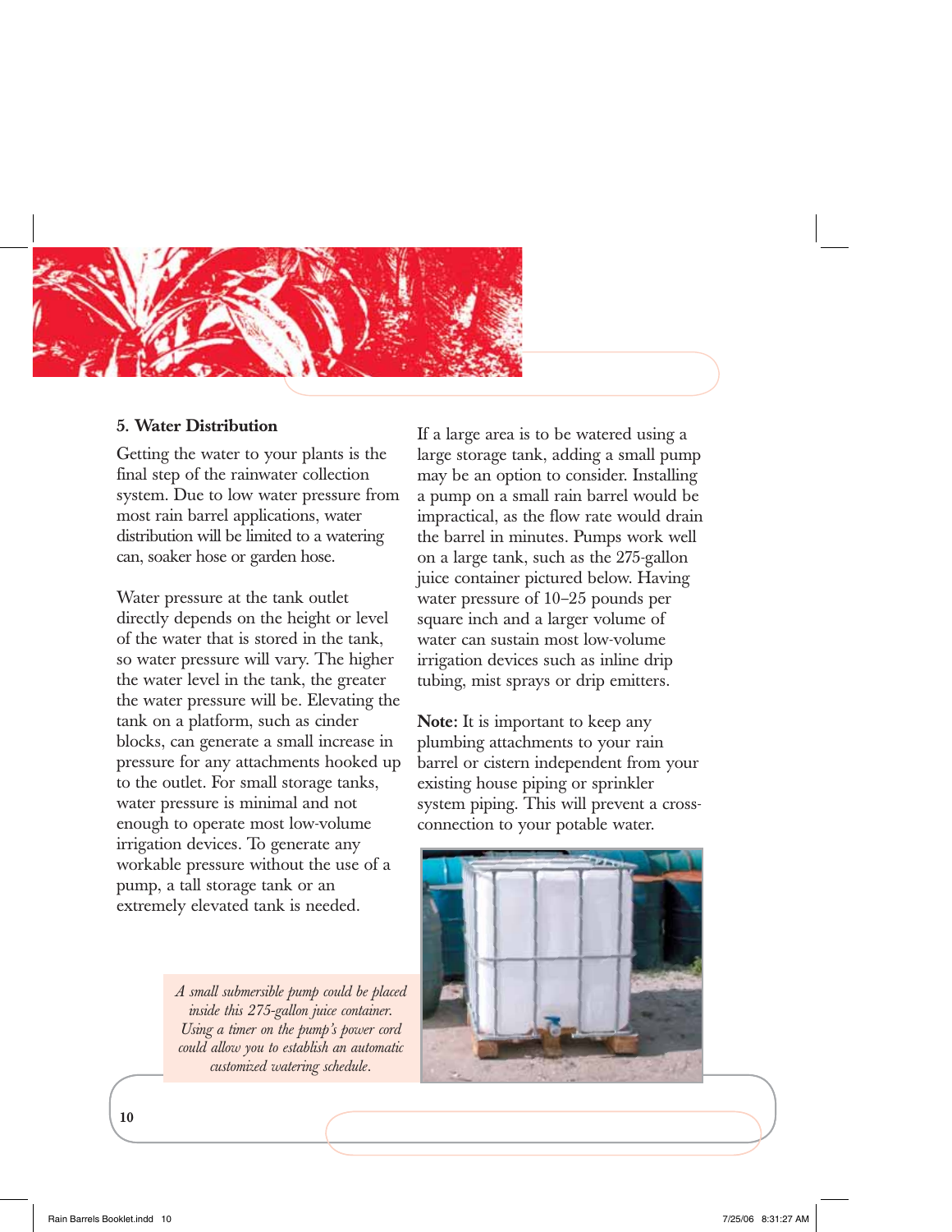### 5. Water Distribution

Getting the water to your plants is the final step of the rainwater collection system. Due to low water pressure from most rain barrel applications, water distribution will be limited to a watering can, soaker hose or garden hose.

Water pressure at the tank outlet directly depends on the height or level of the water that is stored in the tank, so water pressure will vary. The higher the water level in the tank, the greater the water pressure will be. Elevating the tank on a platform, such as cinder blocks, can generate a small increase in pressure for any attachments hooked up to the outlet. For small storage tanks, water pressure is minimal and not enough to operate most low-volume irrigation devices. To generate any workable pressure without the use of a pump, a tall storage tank or an extremely elevated tank is needed.

If a large area is to be watered using a large storage tank, adding a small pump may be an option to consider. Installing a pump on a small rain barrel would be impractical, as the flow rate would drain the barrel in minutes. Pumps work well on a large tank, such as the 275-gallon juice container pictured below. Having water pressure of 10–25 pounds per square inch and a larger volume of water can sustain most low-volume irrigation devices such as inline drip tubing, mist sprays or drip emitters.

**Note:** It is important to keep any plumbing attachments to your rain barrel or cistern independent from your existing house piping or sprinkler system piping. This will prevent a cross-connection to your potable water.

*A small submersible pump could be placed inside this 275-gallon juice container. Using a timer on the pump's power cord could allow you to establish an automatic customized watering schedule.*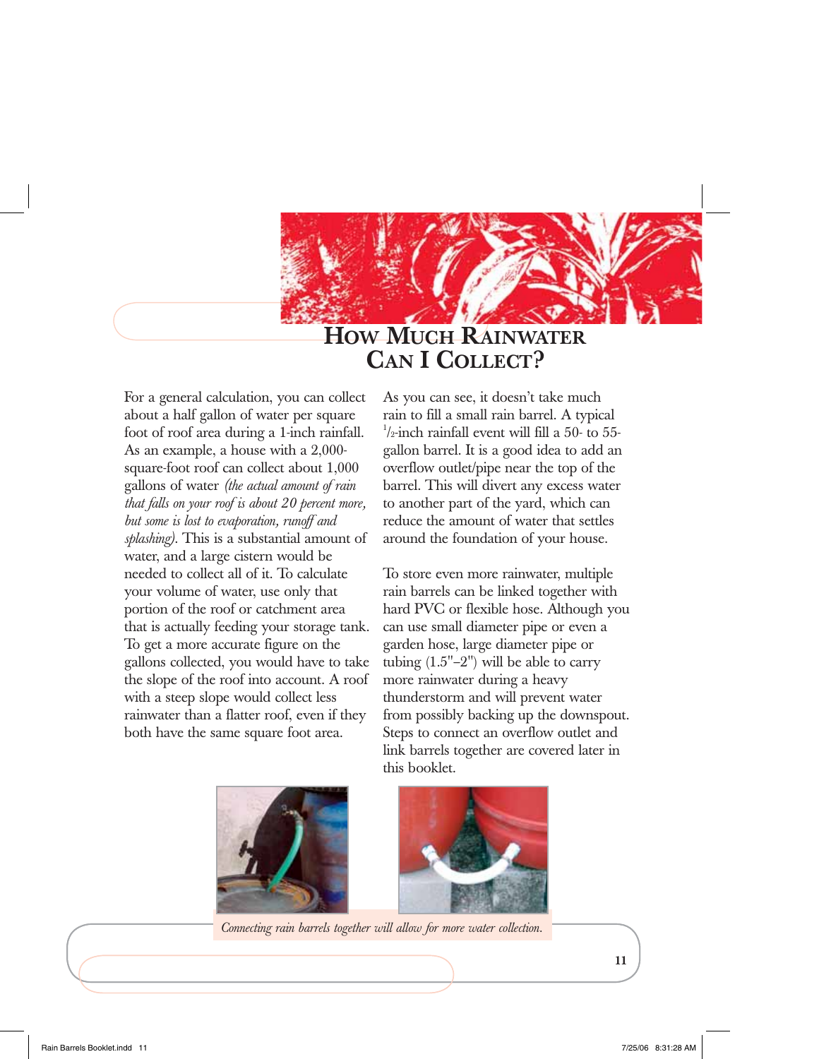# How Much Rainwater Can I Collect?

For a general calculation, you can collect about a half gallon of water per square foot of roof area during a 1-inch rainfall. As an example, a house with a 2,000-square-foot roof can collect about 1,000 gallons of water *(the actual amount of rain that falls on your roof is about 20 percent more, but some is lost to evaporation, runoff and splashing)*. This is a substantial amount of water, and a large cistern would be needed to collect all of it. To calculate your volume of water, use only that portion of the roof or catchment area that is actually feeding your storage tank. To get a more accurate figure on the gallons collected, you would have to take the slope of the roof into account. A roof with a steep slope would collect less rainwater than a flatter roof, even if they both have the same square foot area.

As you can see, it doesn't take much rain to fill a small rain barrel. A typical ½-inch rainfall event will fill a 50- to 55-gallon barrel. It is a good idea to add an overflow outlet/pipe near the top of the barrel. This will divert any excess water to another part of the yard, which can reduce the amount of water that settles around the foundation of your house.

To store even more rainwater, multiple rain barrels can be linked together with hard PVC or flexible hose. Although you can use small diameter pipe or even a garden hose, large diameter pipe or tubing (1.5"–2") will be able to carry more rainwater during a heavy thunderstorm and will prevent water from possibly backing up the downspout. Steps to connect an overflow outlet and link barrels together are covered later in this booklet.

*Connecting rain barrels together will allow for more water collection.*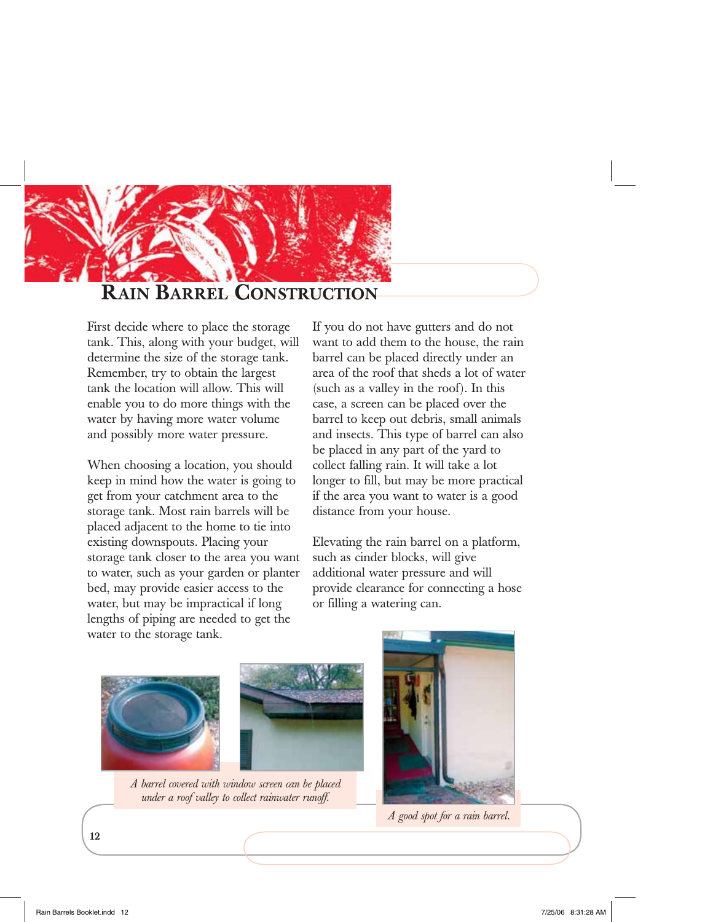# Rain Barrel Construction

First decide where to place the storage tank. This, along with your budget, will determine the size of the storage tank. Remember, try to obtain the largest tank the location will allow. This will enable you to do more things with the water by having more water volume and possibly more water pressure.

When choosing a location, you should keep in mind how the water is going to get from your catchment area to the storage tank. Most rain barrels will be placed adjacent to the home to tie into existing downspouts. Placing your storage tank closer to the area you want to water, such as your garden or planter bed, may provide easier access to the water, but may be impractical if long lengths of piping are needed to get the water to the storage tank.

If you do not have gutters and do not want to add them to the house, the rain barrel can be placed directly under an area of the roof that sheds a lot of water (such as a valley in the roof). In this case, a screen can be placed over the barrel to keep out debris, small animals and insects. This type of barrel can also be placed in any part of the yard to collect falling rain. It will take a lot longer to fill, but may be more practical if the area you want to water is a good distance from your house.

Elevating the rain barrel on a platform, such as cinder blocks, will give additional water pressure and will provide clearance for connecting a hose or filling a watering can.

*A barrel covered with window screen can be placed under a roof valley to collect rainwater runoff.*

*A good spot for a rain barrel.*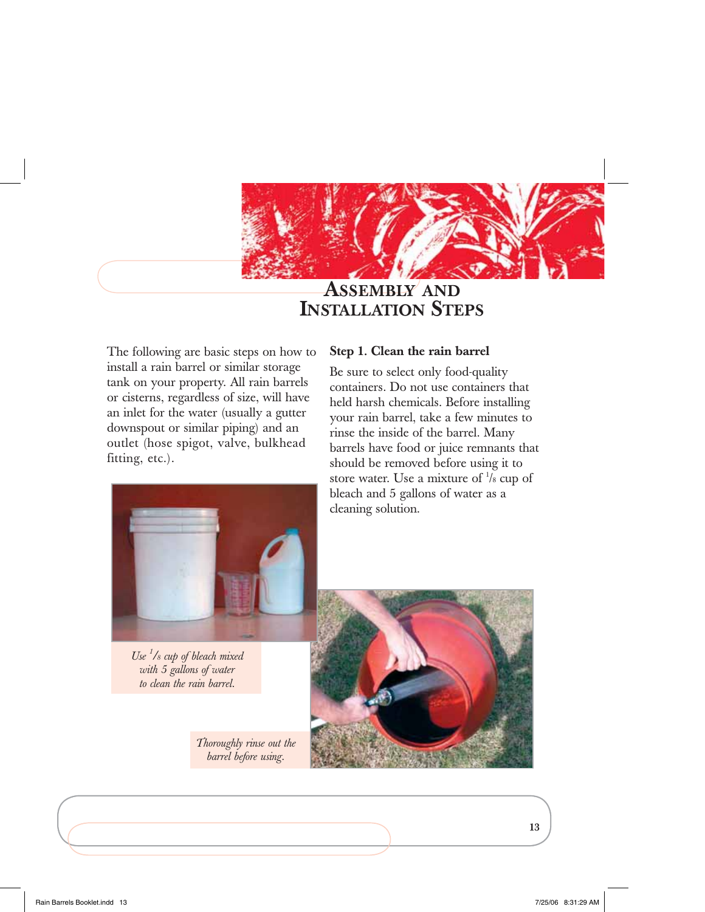# Assembly and Installation Steps

The following are basic steps on how to install a rain barrel or similar storage tank on your property. All rain barrels or cisterns, regardless of size, will have an inlet for the water (usually a gutter downspout or similar piping) and an outlet (hose spigot, valve, bulkhead fitting, etc.).

### Step 1. Clean the rain barrel

Be sure to select only food-quality containers. Do not use containers that held harsh chemicals. Before installing your rain barrel, take a few minutes to rinse the inside of the barrel. Many barrels have food or juice remnants that should be removed before using it to store water. Use a mixture of 1/8 cup of bleach and 5 gallons of water as a cleaning solution.

*Use 1/8 cup of bleach mixed with 5 gallons of water to clean the rain barrel.*

*Thoroughly rinse out the barrel before using.*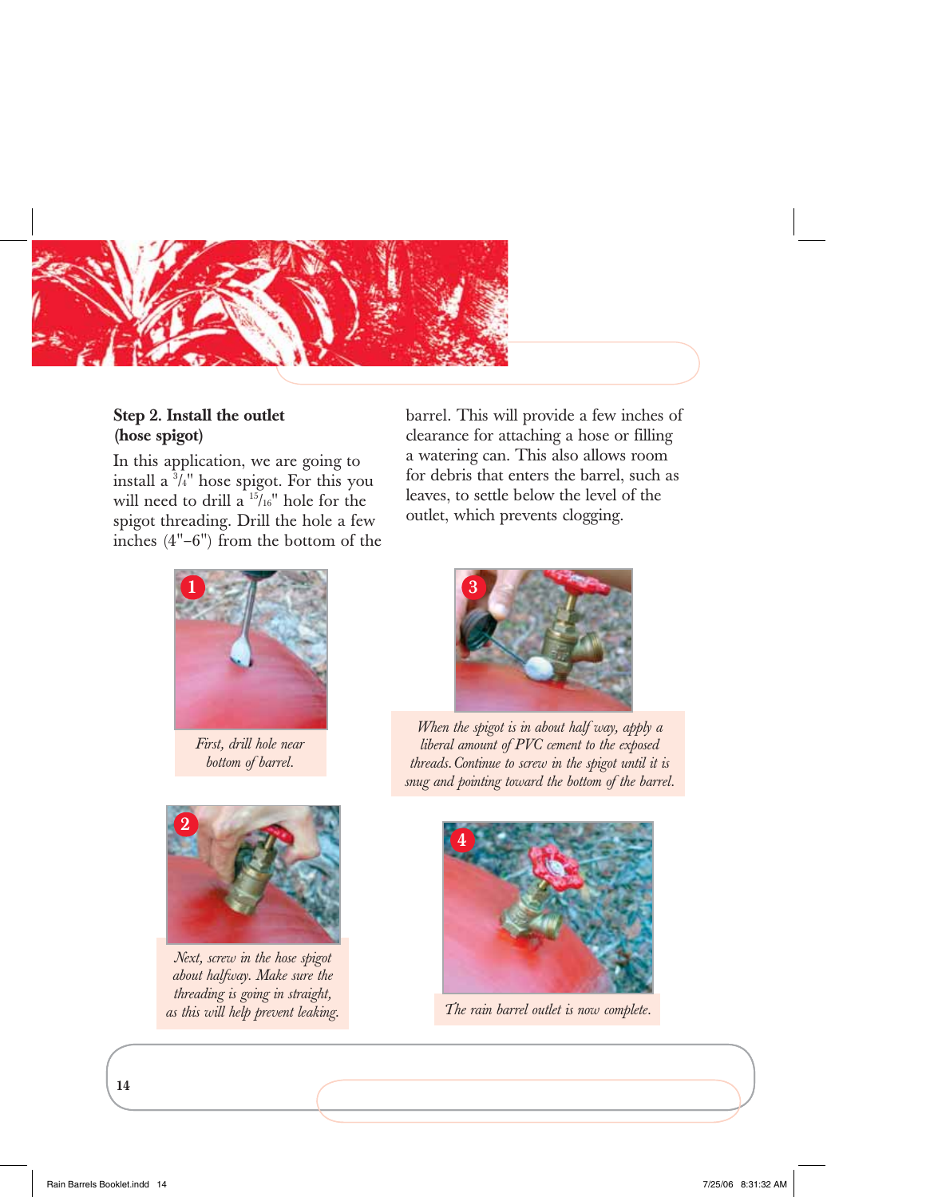## Step 2. Install the outlet (hose spigot)

In this application, we are going to install a 3/4" hose spigot. For this you will need to drill a 15/16" hole for the spigot threading. Drill the hole a few inches (4"–6") from the bottom of the barrel. This will provide a few inches of clearance for attaching a hose or filling a watering can. This also allows room for debris that enters the barrel, such as leaves, to settle below the level of the outlet, which prevents clogging.

1

*First, drill hole near bottom of barrel.*

2

*Next, screw in the hose spigot about halfway. Make sure the threading is going in straight, as this will help prevent leaking.*

3

*When the spigot is in about half way, apply a liberal amount of PVC cement to the exposed threads. Continue to screw in the spigot until it is snug and pointing toward the bottom of the barrel.*

4

*The rain barrel outlet is now complete.*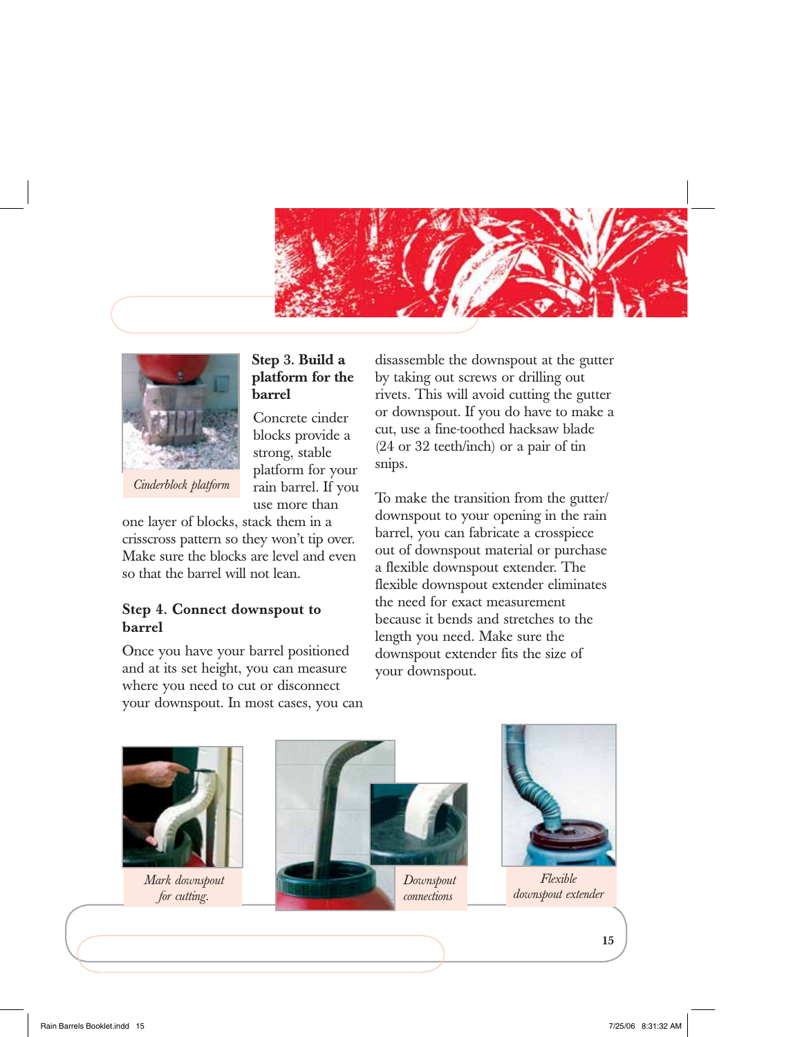Cinderblock platform

### Step 3. Build a platform for the barrel

Concrete cinder blocks provide a strong, stable platform for your rain barrel. If you use more than one layer of blocks, stack them in a crisscross pattern so they won't tip over. Make sure the blocks are level and even so that the barrel will not lean.

### Step 4. Connect downspout to barrel

Once you have your barrel positioned and at its set height, you can measure where you need to cut or disconnect your downspout. In most cases, you can disassemble the downspout at the gutter by taking out screws or drilling out rivets. This will avoid cutting the gutter or downspout. If you do have to make a cut, use a fine-toothed hacksaw blade (24 or 32 teeth/inch) or a pair of tin snips.

To make the transition from the gutter/downspout to your opening in the rain barrel, you can fabricate a crosspiece out of downspout material or purchase a flexible downspout extender. The flexible downspout extender eliminates the need for exact measurement because it bends and stretches to the length you need. Make sure the downspout extender fits the size of your downspout.

*Mark downspout for cutting.*

*Downspout connections*

*Flexible downspout extender*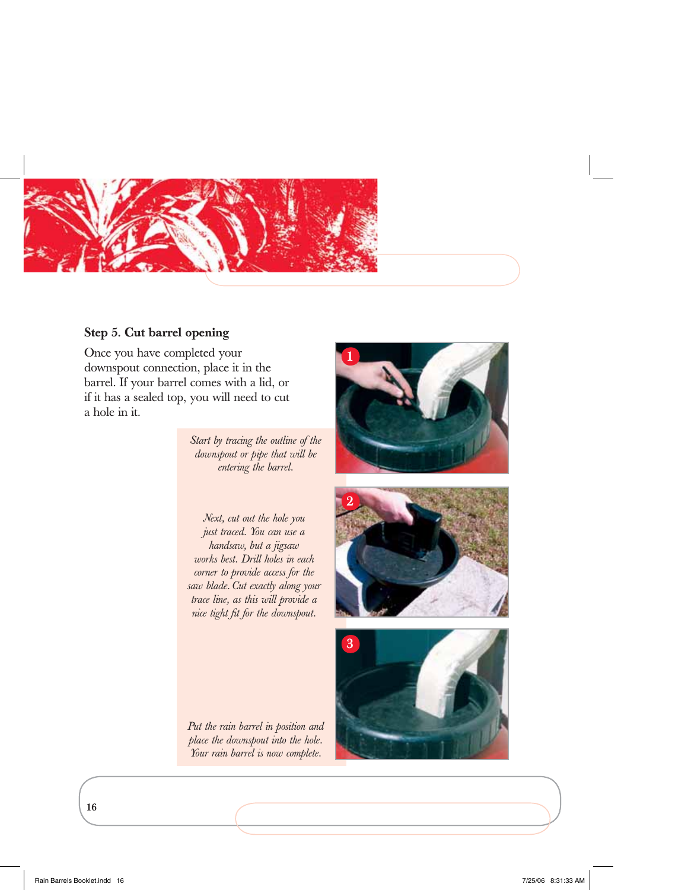### Step 5. Cut barrel opening

Once you have completed your downspout connection, place it in the barrel. If your barrel comes with a lid, or if it has a sealed top, you will need to cut a hole in it.

*Start by tracing the outline of the downspout or pipe that will be entering the barrel.*

*Next, cut out the hole you just traced. You can use a handsaw, but a jigsaw works best. Drill holes in each corner to provide access for the saw blade. Cut exactly along your trace line, as this will provide a nice tight fit for the downspout.*

*Put the rain barrel in position and place the downspout into the hole. Your rain barrel is now complete.*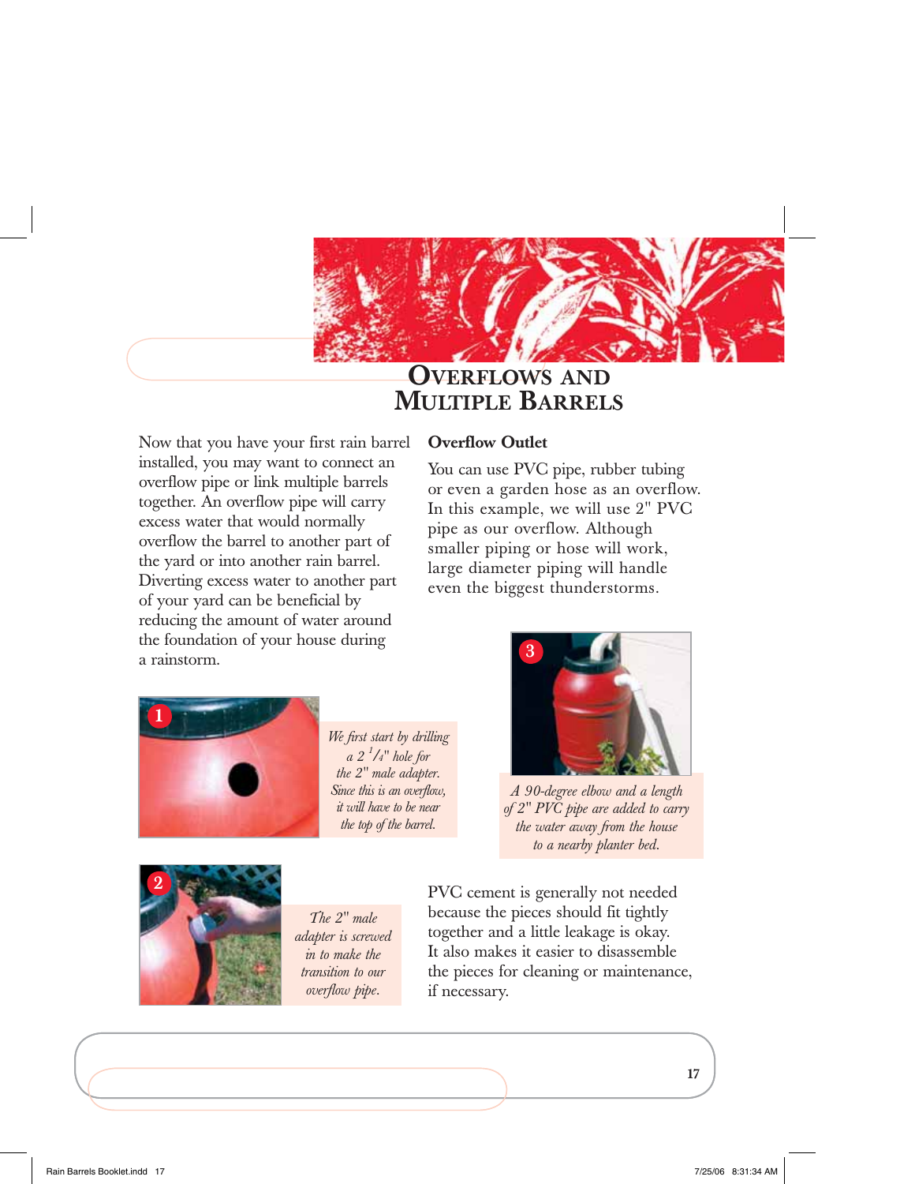# Overflows and Multiple Barrels

Now that you have your first rain barrel installed, you may want to connect an overflow pipe or link multiple barrels together. An overflow pipe will carry excess water that would normally overflow the barrel to another part of the yard or into another rain barrel. Diverting excess water to another part of your yard can be beneficial by reducing the amount of water around the foundation of your house during a rainstorm.

1

*We first start by drilling a 2 1/4" hole for the 2" male adapter. Since this is an overflow, it will have to be near the top of the barrel.*

2

*The 2" male adapter is screwed in to make the transition to our overflow pipe.*

## Overflow Outlet

You can use PVC pipe, rubber tubing or even a garden hose as an overflow. In this example, we will use 2" PVC pipe as our overflow. Although smaller piping or hose will work, large diameter piping will handle even the biggest thunderstorms.

3

*A 90-degree elbow and a length of 2" PVC pipe are added to carry the water away from the house to a nearby planter bed.*

PVC cement is generally not needed because the pieces should fit tightly together and a little leakage is okay. It also makes it easier to disassemble the pieces for cleaning or maintenance, if necessary.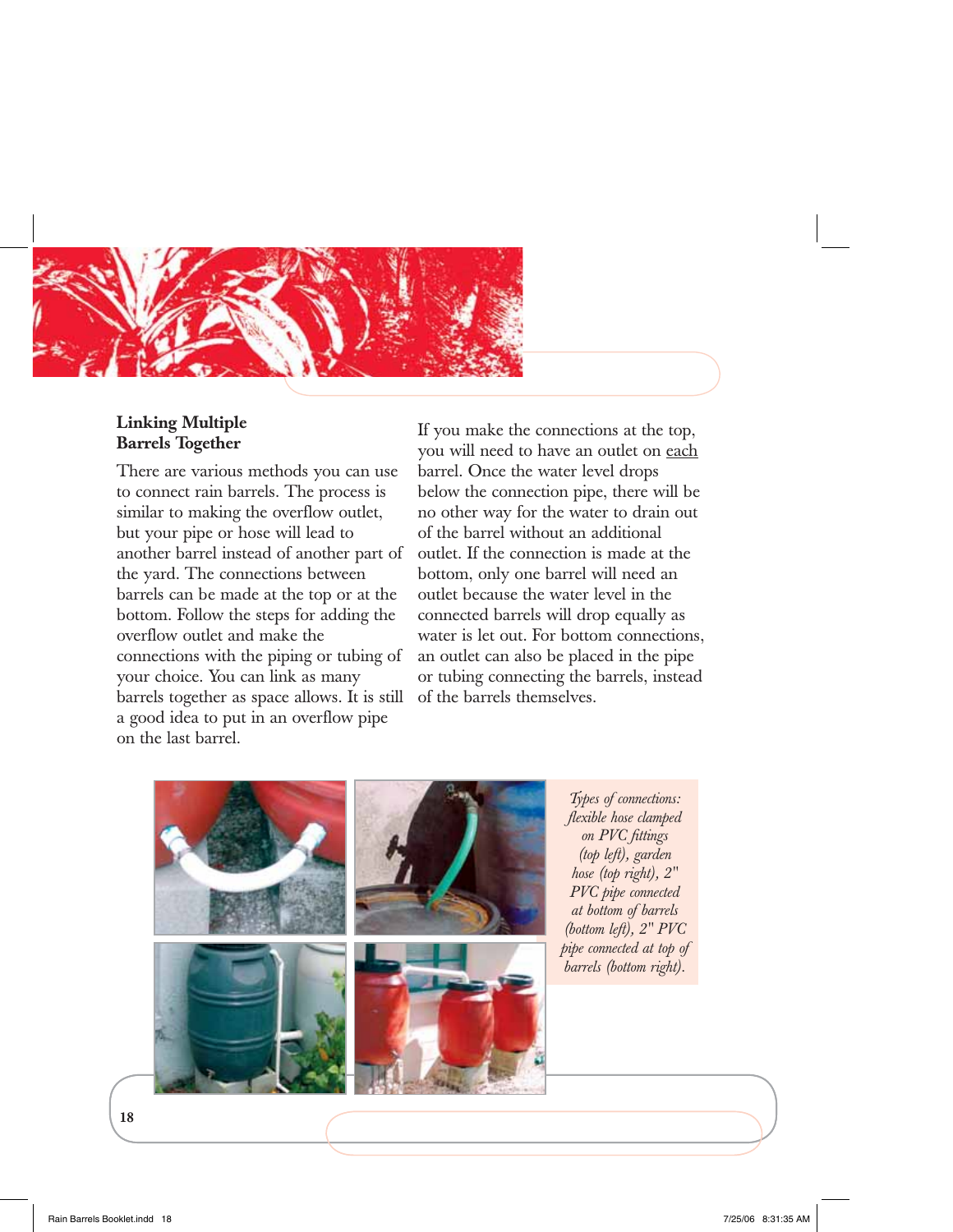## Linking Multiple Barrels Together

There are various methods you can use to connect rain barrels. The process is similar to making the overflow outlet, but your pipe or hose will lead to another barrel instead of another part of the yard. The connections between barrels can be made at the top or at the bottom. Follow the steps for adding the overflow outlet and make the connections with the piping or tubing of your choice. You can link as many barrels together as space allows. It is still a good idea to put in an overflow pipe on the last barrel.

If you make the connections at the top, you will need to have an outlet on each barrel. Once the water level drops below the connection pipe, there will be no other way for the water to drain out of the barrel without an additional outlet. If the connection is made at the bottom, only one barrel will need an outlet because the water level in the connected barrels will drop equally as water is let out. For bottom connections, an outlet can also be placed in the pipe or tubing connecting the barrels, instead of the barrels themselves.

*Types of connections: flexible hose clamped on PVC fittings (top left), garden hose (top right), 2" PVC pipe connected at bottom of barrels (bottom left), 2" PVC pipe connected at top of barrels (bottom right).*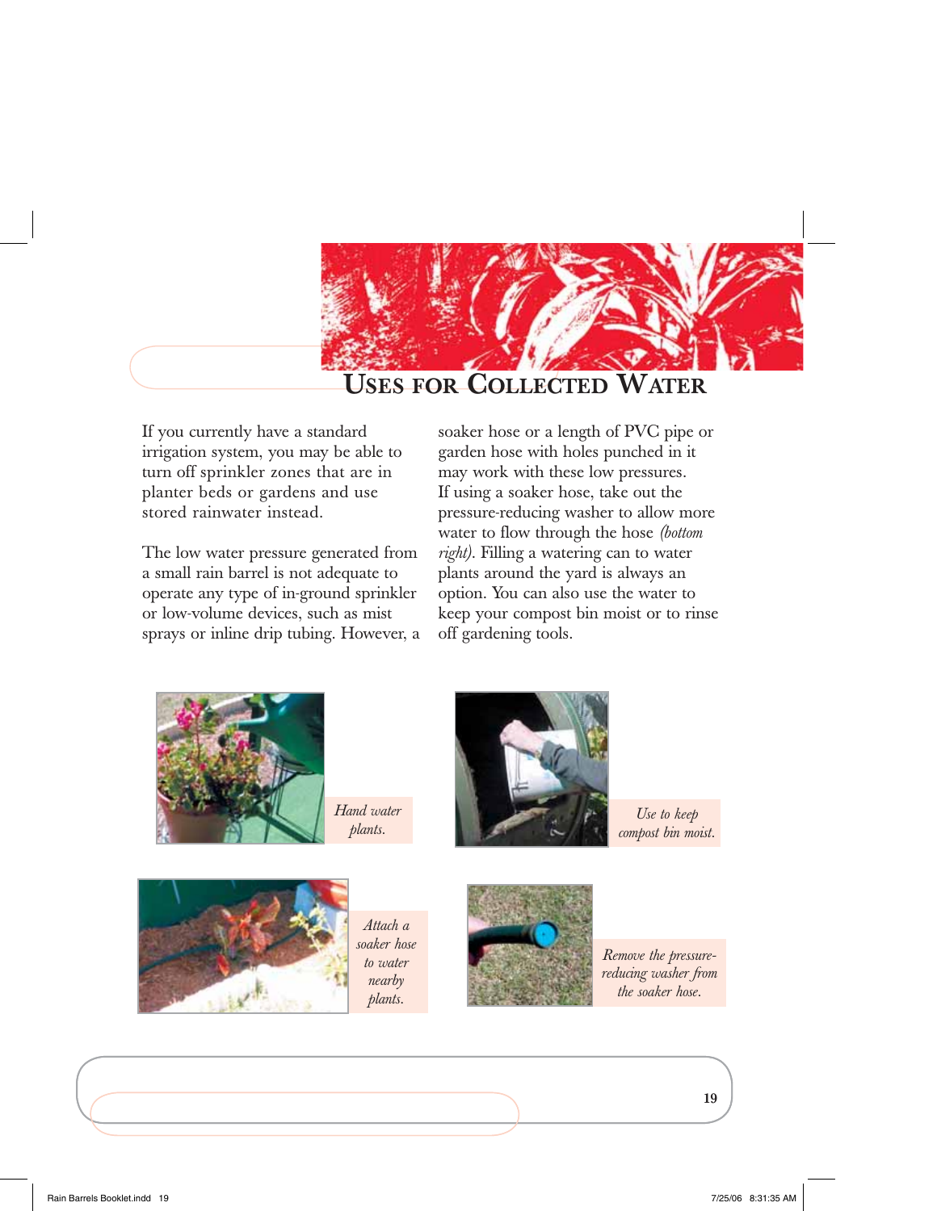# Uses for Collected Water

If you currently have a standard irrigation system, you may be able to turn off sprinkler zones that are in planter beds or gardens and use stored rainwater instead.

The low water pressure generated from a small rain barrel is not adequate to operate any type of in-ground sprinkler or low-volume devices, such as mist sprays or inline drip tubing. However, a soaker hose or a length of PVC pipe or garden hose with holes punched in it may work with these low pressures. If using a soaker hose, take out the pressure-reducing washer to allow more water to flow through the hose *(bottom right)*. Filling a watering can to water plants around the yard is always an option. You can also use the water to keep your compost bin moist or to rinse off gardening tools.

*Hand water plants.*

*Use to keep compost bin moist.*

*Attach a soaker hose to water nearby plants.*

*Remove the pressure-reducing washer from the soaker hose.*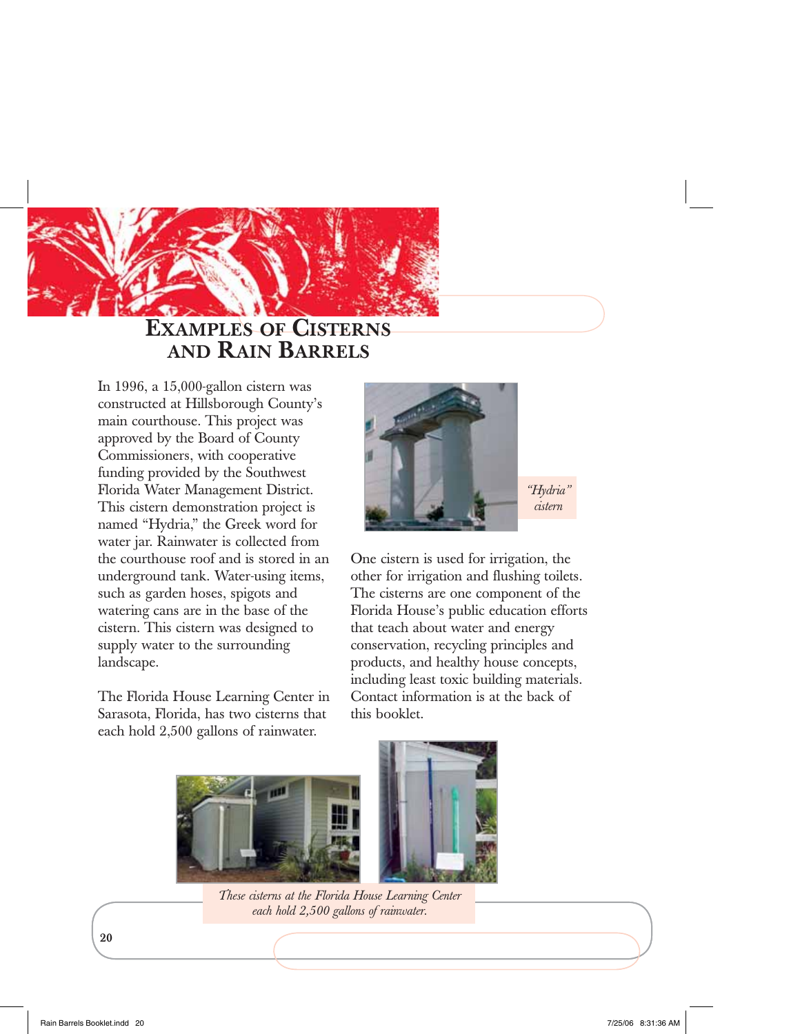# Examples of Cisterns and Rain Barrels

In 1996, a 15,000-gallon cistern was constructed at Hillsborough County's main courthouse. This project was approved by the Board of County Commissioners, with cooperative funding provided by the Southwest Florida Water Management District. This cistern demonstration project is named "Hydria," the Greek word for water jar. Rainwater is collected from the courthouse roof and is stored in an underground tank. Water-using items, such as garden hoses, spigots and watering cans are in the base of the cistern. This cistern was designed to supply water to the surrounding landscape.

*"Hydria" cistern*

The Florida House Learning Center in Sarasota, Florida, has two cisterns that each hold 2,500 gallons of rainwater. One cistern is used for irrigation, the other for irrigation and flushing toilets. The cisterns are one component of the Florida House's public education efforts that teach about water and energy conservation, recycling principles and products, and healthy house concepts, including least toxic building materials. Contact information is at the back of this booklet.

*These cisterns at the Florida House Learning Center each hold 2,500 gallons of rainwater.*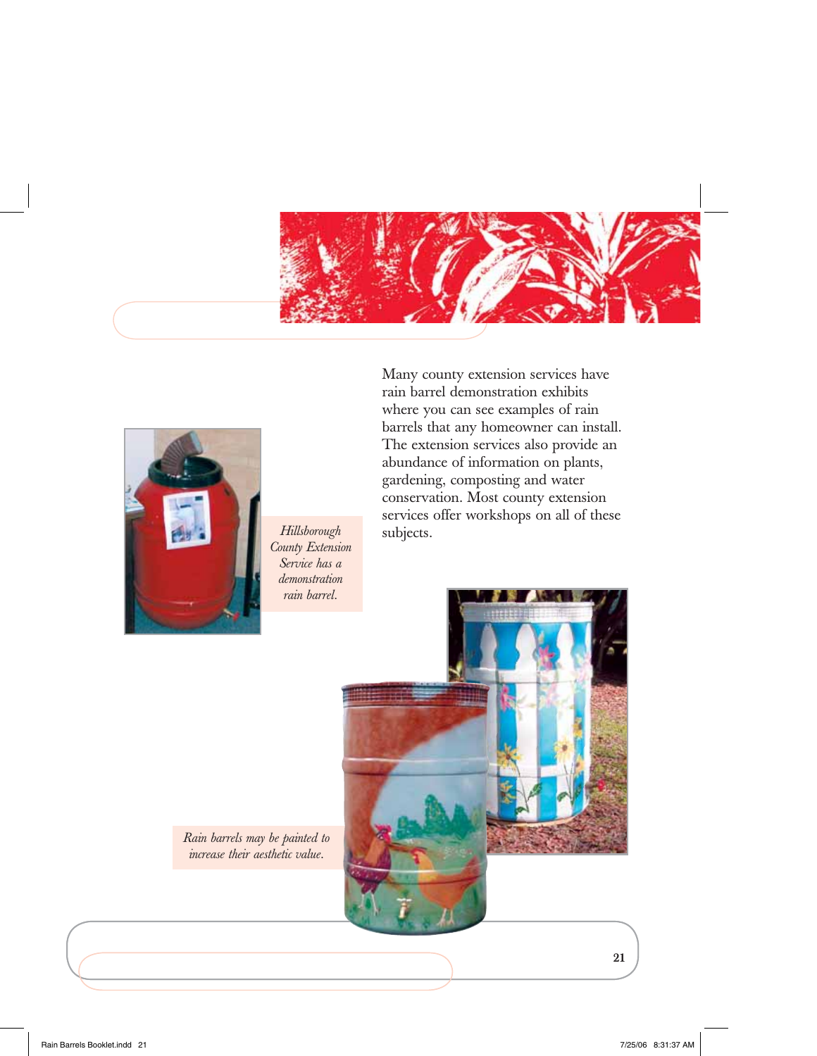Many county extension services have rain barrel demonstration exhibits where you can see examples of rain barrels that any homeowner can install. The extension services also provide an abundance of information on plants, gardening, composting and water conservation. Most county extension services offer workshops on all of these subjects.

*Hillsborough County Extension Service has a demonstration rain barrel.*

*Rain barrels may be painted to increase their aesthetic value.*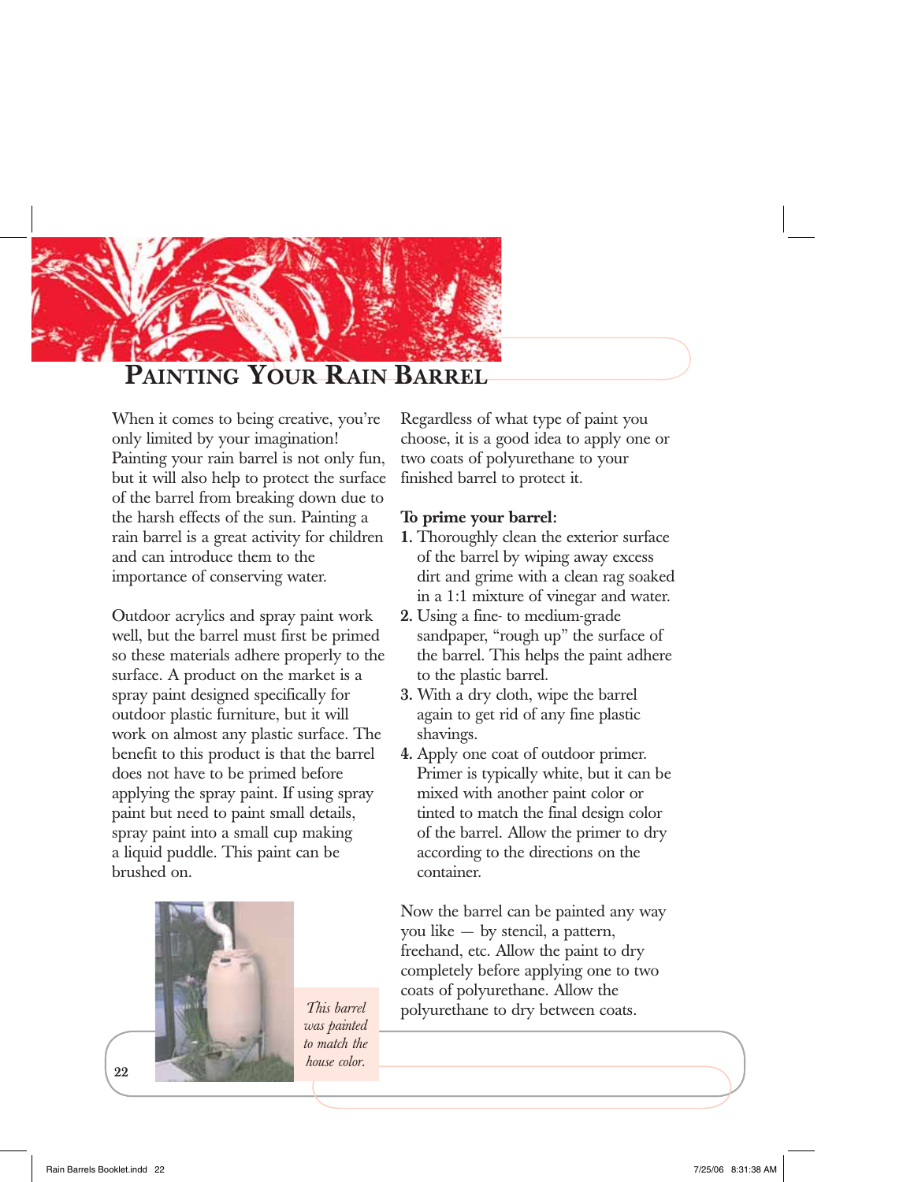# Painting Your Rain Barrel

When it comes to being creative, you're only limited by your imagination! Painting your rain barrel is not only fun, but it will also help to protect the surface of the barrel from breaking down due to the harsh effects of the sun. Painting a rain barrel is a great activity for children and can introduce them to the importance of conserving water.

Outdoor acrylics and spray paint work well, but the barrel must first be primed so these materials adhere properly to the surface. A product on the market is a spray paint designed specifically for outdoor plastic furniture, but it will work on almost any plastic surface. The benefit to this product is that the barrel does not have to be primed before applying the spray paint. If using spray paint but need to paint small details, spray paint into a small cup making a liquid puddle. This paint can be brushed on.

*This barrel was painted to match the house color.*

Regardless of what type of paint you choose, it is a good idea to apply one or two coats of polyurethane to your finished barrel to protect it.

**To prime your barrel:**

1. Thoroughly clean the exterior surface of the barrel by wiping away excess dirt and grime with a clean rag soaked in a 1:1 mixture of vinegar and water.
2. Using a fine- to medium-grade sandpaper, "rough up" the surface of the barrel. This helps the paint adhere to the plastic barrel.
3. With a dry cloth, wipe the barrel again to get rid of any fine plastic shavings.
4. Apply one coat of outdoor primer. Primer is typically white, but it can be mixed with another paint color or tinted to match the final design color of the barrel. Allow the primer to dry according to the directions on the container.

Now the barrel can be painted any way you like — by stencil, a pattern, freehand, etc. Allow the paint to dry completely before applying one to two coats of polyurethane. Allow the polyurethane to dry between coats.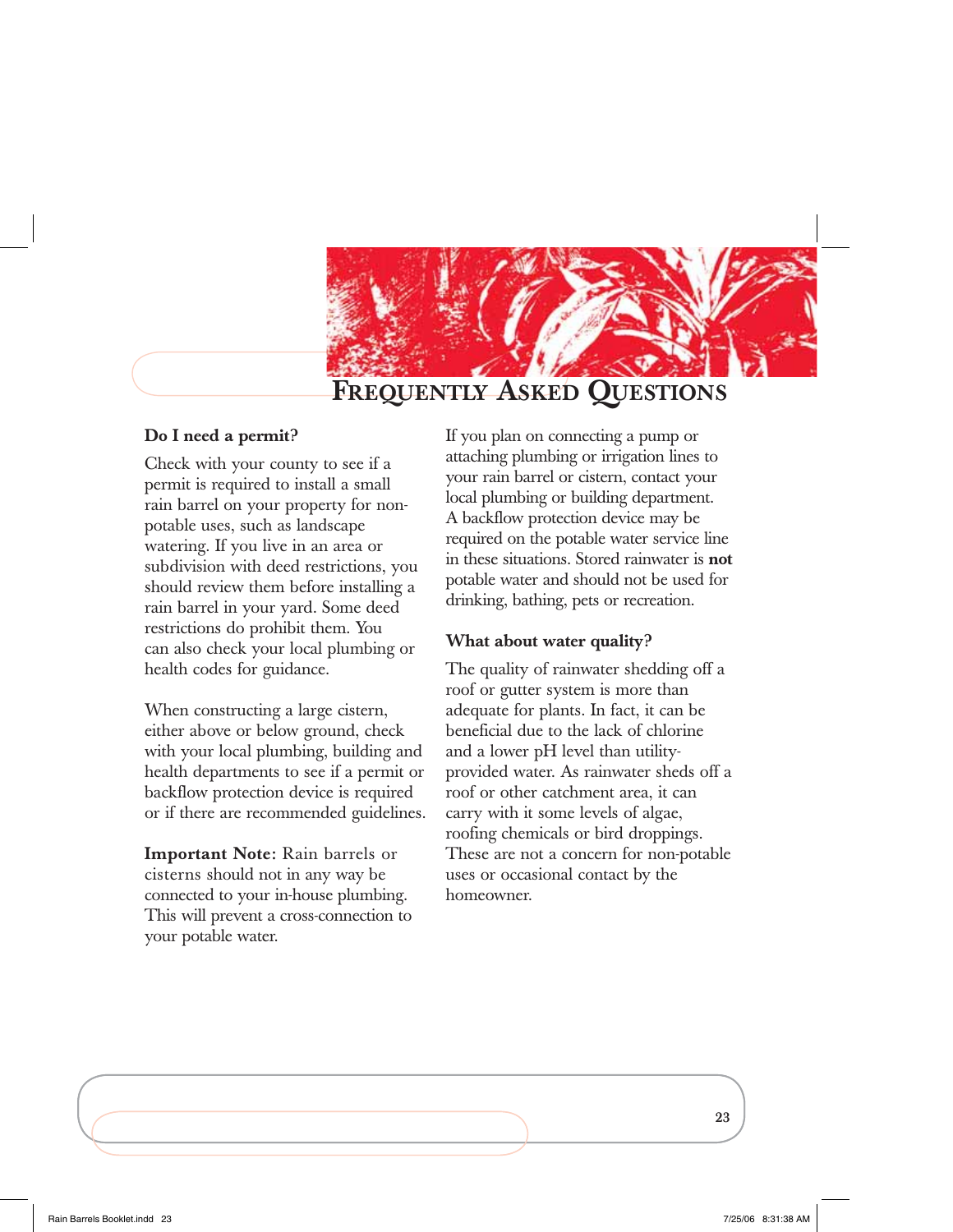# Frequently Asked Questions

### Do I need a permit?

Check with your county to see if a permit is required to install a small rain barrel on your property for non-potable uses, such as landscape watering. If you live in an area or subdivision with deed restrictions, you should review them before installing a rain barrel in your yard. Some deed restrictions do prohibit them. You can also check your local plumbing or health codes for guidance.

When constructing a large cistern, either above or below ground, check with your local plumbing, building and health departments to see if a permit or backflow protection device is required or if there are recommended guidelines.

**Important Note:** Rain barrels or cisterns should not in any way be connected to your in-house plumbing. This will prevent a cross-connection to your potable water.

If you plan on connecting a pump or attaching plumbing or irrigation lines to your rain barrel or cistern, contact your local plumbing or building department. A backflow protection device may be required on the potable water service line in these situations. Stored rainwater is **not** potable water and should not be used for drinking, bathing, pets or recreation.

### What about water quality?

The quality of rainwater shedding off a roof or gutter system is more than adequate for plants. In fact, it can be beneficial due to the lack of chlorine and a lower pH level than utility-provided water. As rainwater sheds off a roof or other catchment area, it can carry with it some levels of algae, roofing chemicals or bird droppings. These are not a concern for non-potable uses or occasional contact by the homeowner.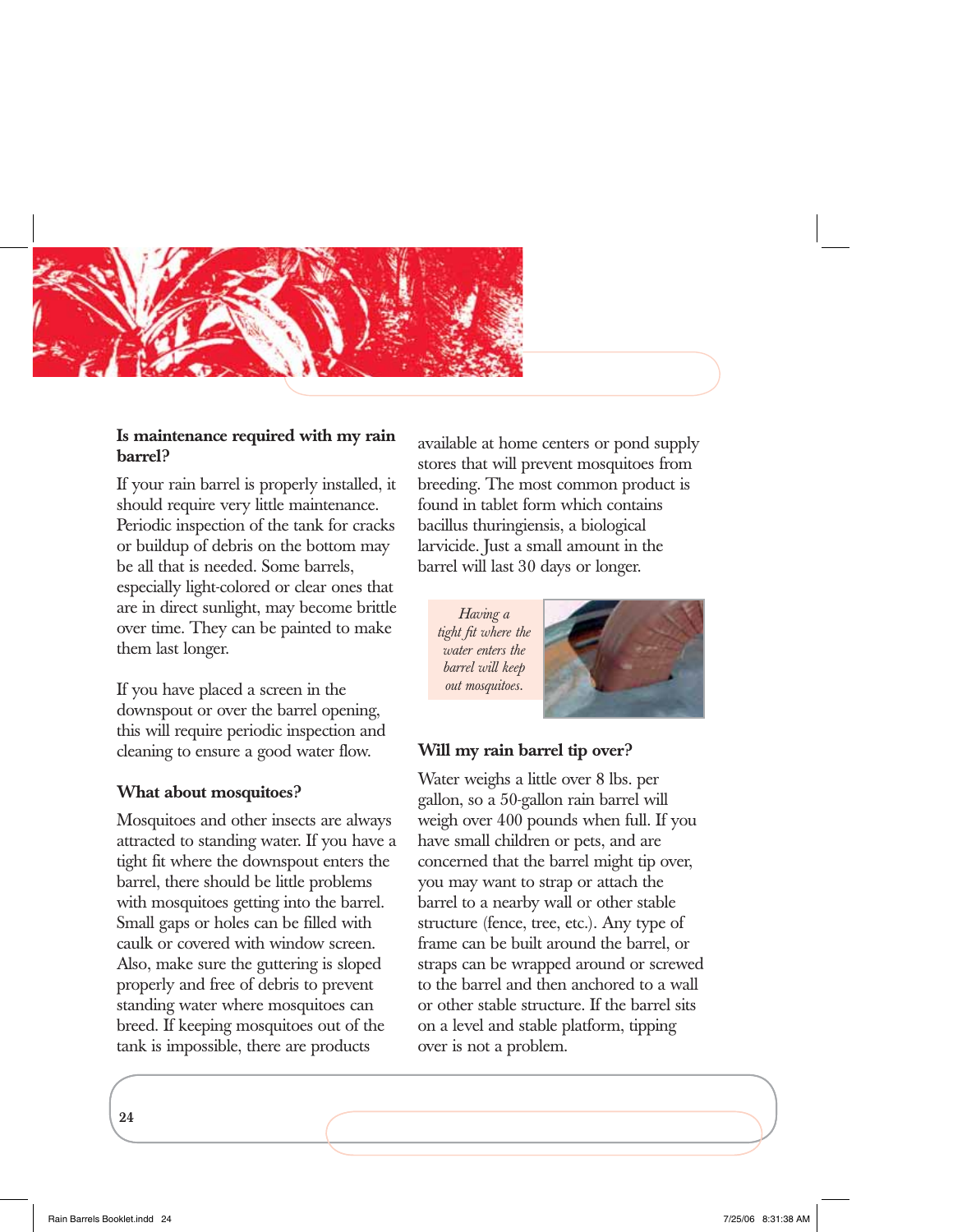### Is maintenance required with my rain barrel?

If your rain barrel is properly installed, it should require very little maintenance. Periodic inspection of the tank for cracks or buildup of debris on the bottom may be all that is needed. Some barrels, especially light-colored or clear ones that are in direct sunlight, may become brittle over time. They can be painted to make them last longer.

If you have placed a screen in the downspout or over the barrel opening, this will require periodic inspection and cleaning to ensure a good water flow.

### What about mosquitoes?

Mosquitoes and other insects are always attracted to standing water. If you have a tight fit where the downspout enters the barrel, there should be little problems with mosquitoes getting into the barrel. Small gaps or holes can be filled with caulk or covered with window screen. Also, make sure the guttering is sloped properly and free of debris to prevent standing water where mosquitoes can breed. If keeping mosquitoes out of the tank is impossible, there are products available at home centers or pond supply stores that will prevent mosquitoes from breeding. The most common product is found in tablet form which contains bacillus thuringiensis, a biological larvicide. Just a small amount in the barrel will last 30 days or longer.

*Having a tight fit where the water enters the barrel will keep out mosquitoes.*

### Will my rain barrel tip over?

Water weighs a little over 8 lbs. per gallon, so a 50-gallon rain barrel will weigh over 400 pounds when full. If you have small children or pets, and are concerned that the barrel might tip over, you may want to strap or attach the barrel to a nearby wall or other stable structure (fence, tree, etc.). Any type of frame can be built around the barrel, or straps can be wrapped around or screwed to the barrel and then anchored to a wall or other stable structure. If the barrel sits on a level and stable platform, tipping over is not a problem.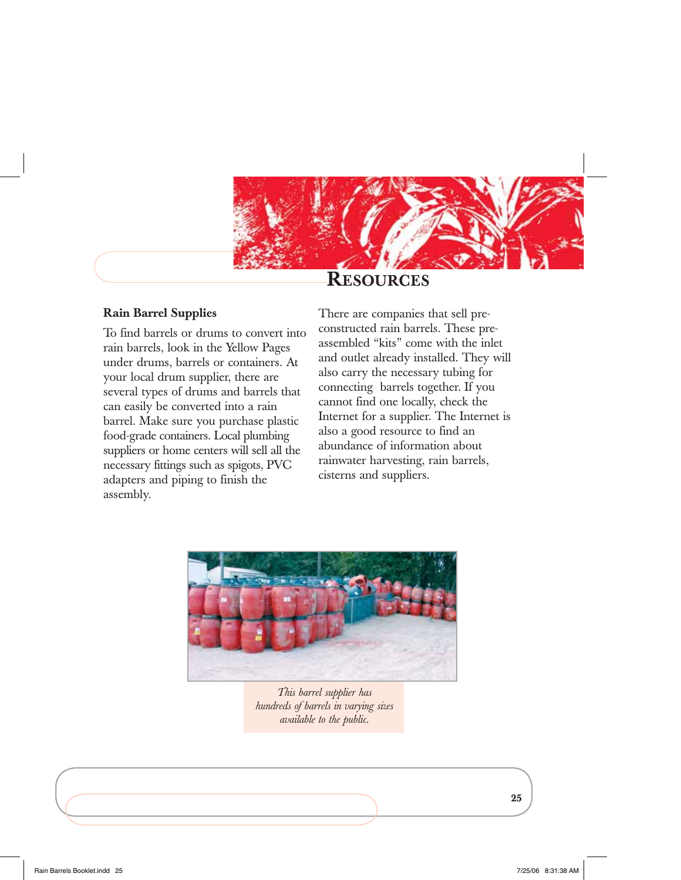# Resources

## Rain Barrel Supplies

To find barrels or drums to convert into rain barrels, look in the Yellow Pages under drums, barrels or containers. At your local drum supplier, there are several types of drums and barrels that can easily be converted into a rain barrel. Make sure you purchase plastic food-grade containers. Local plumbing suppliers or home centers will sell all the necessary fittings such as spigots, PVC adapters and piping to finish the assembly.

There are companies that sell pre-constructed rain barrels. These pre-assembled "kits" come with the inlet and outlet already installed. They will also carry the necessary tubing for connecting barrels together. If you cannot find one locally, check the Internet for a supplier. The Internet is also a good resource to find an abundance of information about rainwater harvesting, rain barrels, cisterns and suppliers.

*This barrel supplier has hundreds of barrels in varying sizes available to the public.*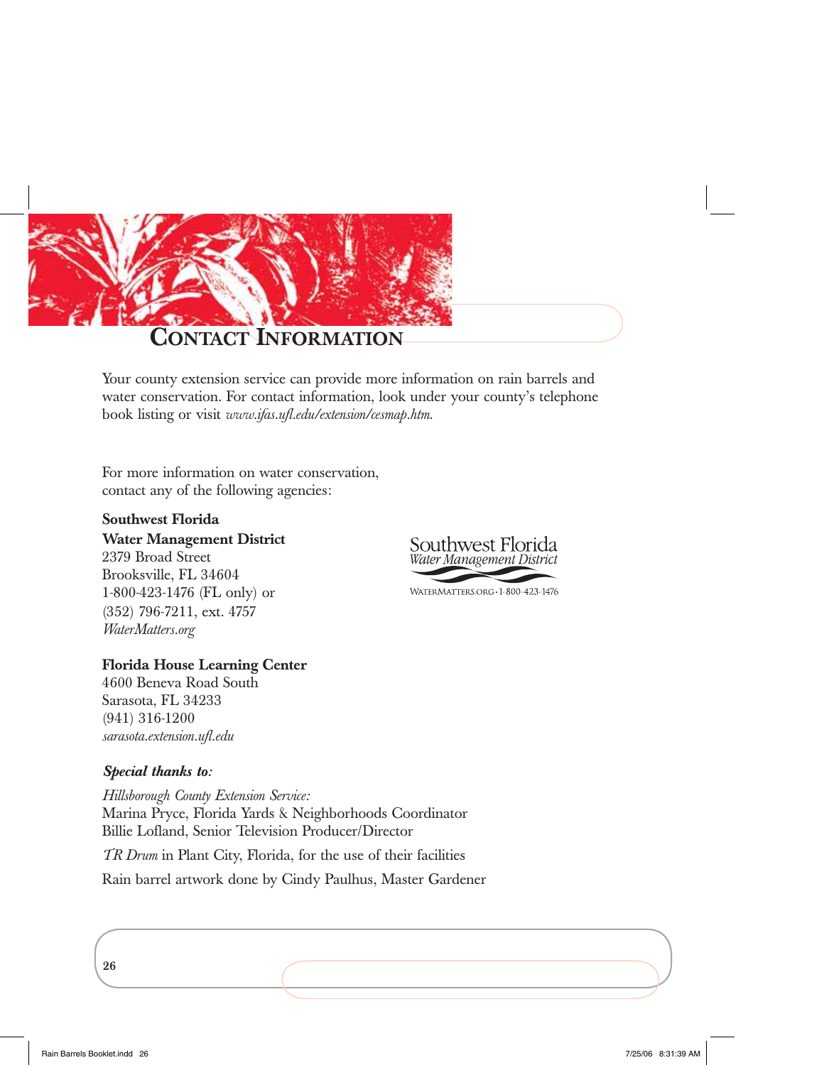# Contact Information

Your county extension service can provide more information on rain barrels and water conservation. For contact information, look under your county's telephone book listing or visit *www.ifas.ufl.edu/extension/cesmap.htm*.

For more information on water conservation, contact any of the following agencies:

**Southwest Florida Water Management District**
2379 Broad Street
Brooksville, FL 34604
1-800-423-1476 (FL only) or
(352) 796-7211, ext. 4757
*WaterMatters.org*

Southwest Florida
Water Management District
WATERMATTERS.ORG · 1-800-423-1476

**Florida House Learning Center**
4600 Beneva Road South
Sarasota, FL 34233
(941) 316-1200
*sarasota.extension.ufl.edu*

***Special thanks to:***

*Hillsborough County Extension Service:*
Marina Pryce, Florida Yards & Neighborhoods Coordinator
Billie Lofland, Senior Television Producer/Director

*TR Drum* in Plant City, Florida, for the use of their facilities

Rain barrel artwork done by Cindy Paulhus, Master Gardener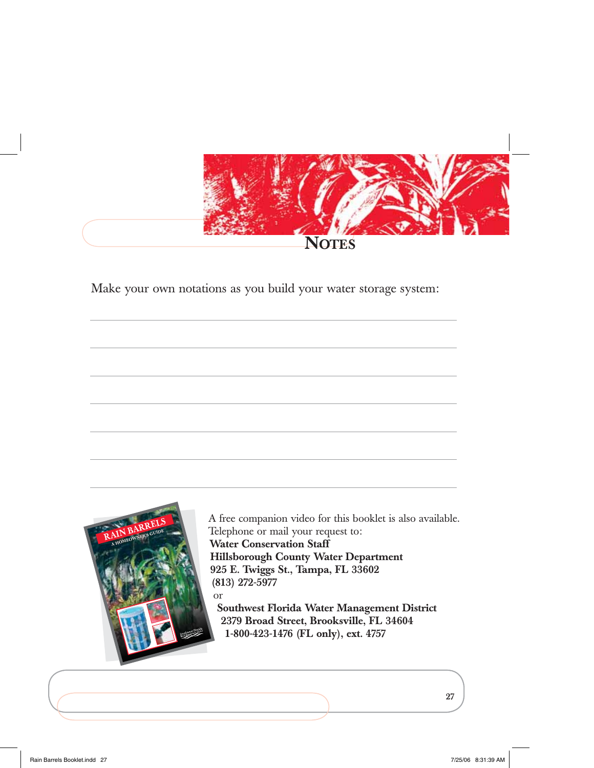# NOTES

Make your own notations as you build your water storage system:

A free companion video for this booklet is also available. Telephone or mail your request to:

**Water Conservation Staff**
**Hillsborough County Water Department**
**925 E. Twiggs St., Tampa, FL 33602**
**(813) 272-5977**

or

**Southwest Florida Water Management District**
**2379 Broad Street, Brooksville, FL 34604**
**1-800-423-1476 (FL only), ext. 4757**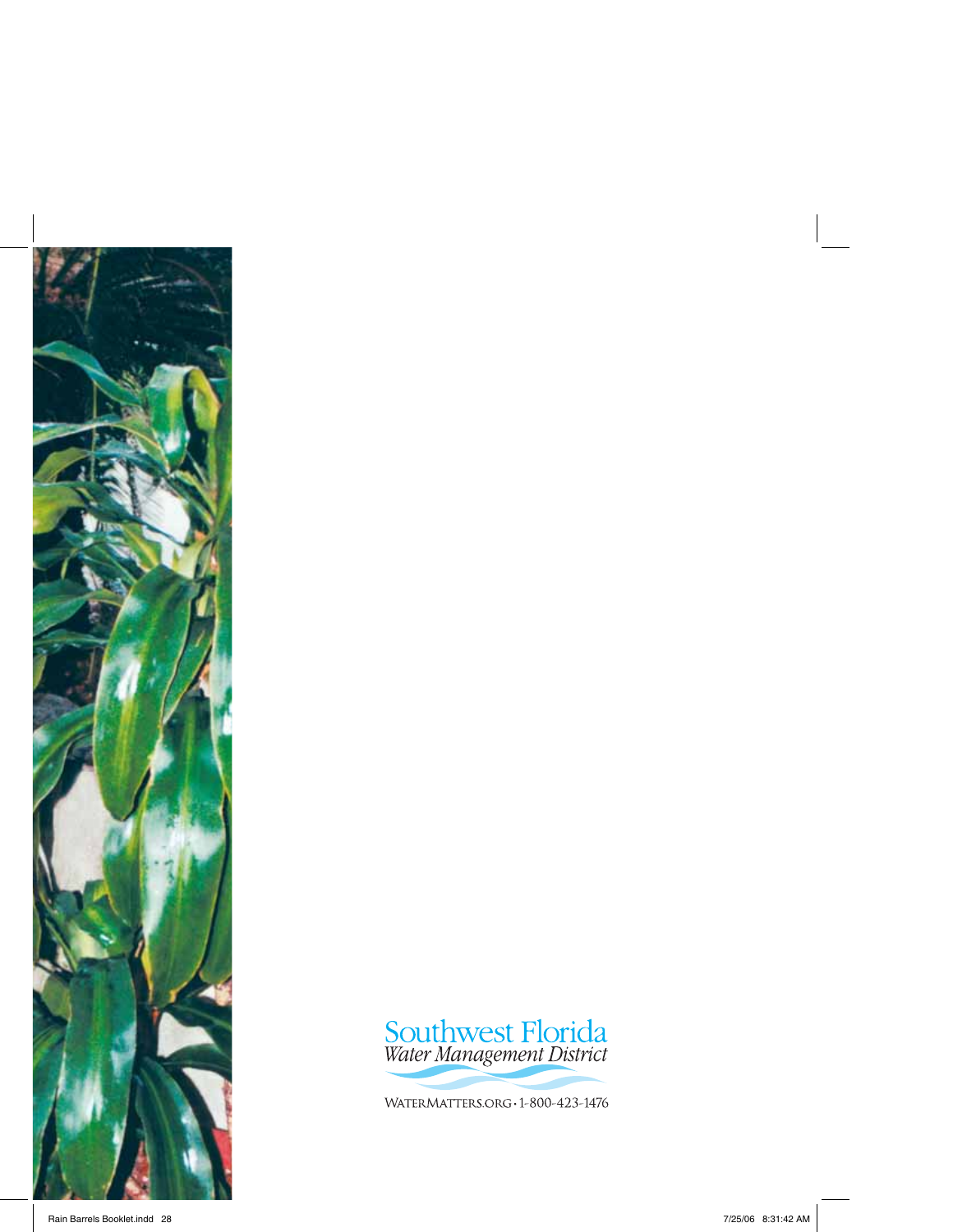Southwest Florida
*Water Management District*

WATERMATTERS.ORG • 1-800-423-1476